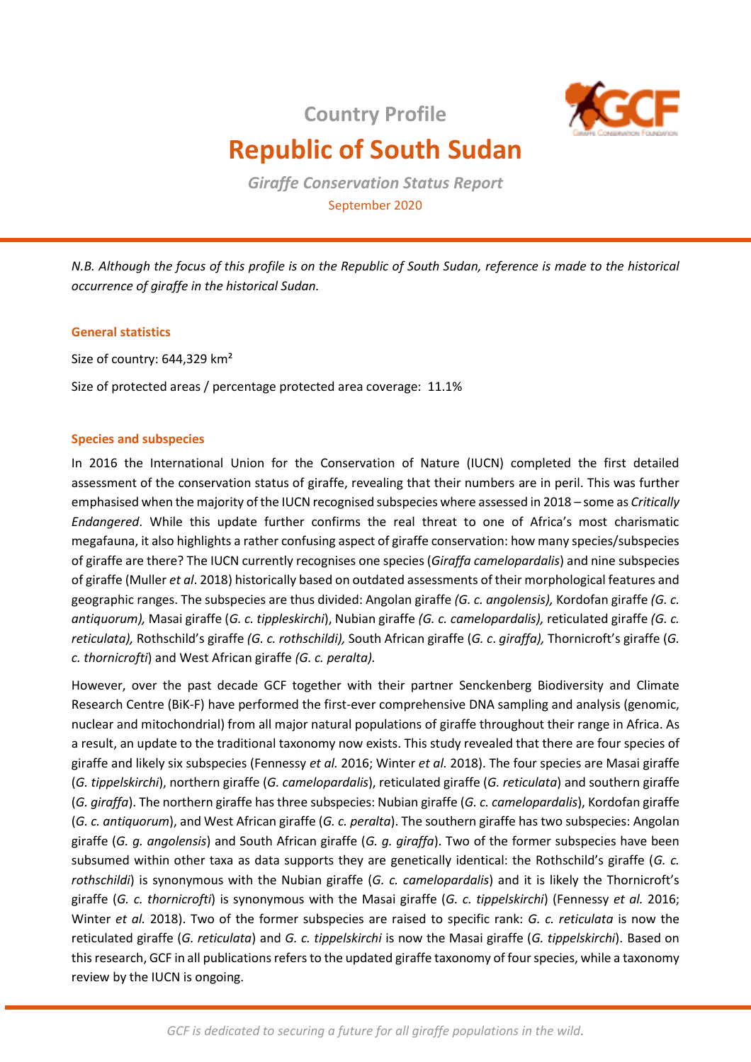Country Profile

# Republic of South Sudan

*Giraffe Conservation Status Report*

September 2020

*N.B. Although the focus of this profile is on the Republic of South Sudan, reference is made to the historical occurrence of giraffe in the historical Sudan.*

## General statistics

Size of country: 644,329 km²

Size of protected areas / percentage protected area coverage: 11.1%

## Species and subspecies

In 2016 the International Union for the Conservation of Nature (IUCN) completed the first detailed assessment of the conservation status of giraffe, revealing that their numbers are in peril. This was further emphasised when the majority of the IUCN recognised subspecies where assessed in 2018 – some as *Critically Endangered*. While this update further confirms the real threat to one of Africa's most charismatic megafauna, it also highlights a rather confusing aspect of giraffe conservation: how many species/subspecies of giraffe are there? The IUCN currently recognises one species (*Giraffa camelopardalis*) and nine subspecies of giraffe (Muller *et al*. 2018) historically based on outdated assessments of their morphological features and geographic ranges. The subspecies are thus divided: Angolan giraffe *(G. c. angolensis),* Kordofan giraffe *(G. c. antiquorum),* Masai giraffe (*G. c. tippleskirchi*), Nubian giraffe *(G. c. camelopardalis),* reticulated giraffe *(G. c. reticulata),* Rothschild's giraffe *(G. c. rothschildi),* South African giraffe (*G. c*. *giraffa),* Thornicroft's giraffe (*G. c. thornicrofti*) and West African giraffe *(G. c. peralta).*

However, over the past decade GCF together with their partner Senckenberg Biodiversity and Climate Research Centre (BiK-F) have performed the first-ever comprehensive DNA sampling and analysis (genomic, nuclear and mitochondrial) from all major natural populations of giraffe throughout their range in Africa. As a result, an update to the traditional taxonomy now exists. This study revealed that there are four species of giraffe and likely six subspecies (Fennessy *et al.* 2016; Winter *et al.* 2018). The four species are Masai giraffe (*G. tippelskirchi*), northern giraffe (*G. camelopardalis*), reticulated giraffe (*G. reticulata*) and southern giraffe (*G. giraffa*). The northern giraffe has three subspecies: Nubian giraffe (*G. c. camelopardalis*), Kordofan giraffe (*G. c. antiquorum*), and West African giraffe (*G. c. peralta*). The southern giraffe has two subspecies: Angolan giraffe (*G. g. angolensis*) and South African giraffe (*G. g. giraffa*). Two of the former subspecies have been subsumed within other taxa as data supports they are genetically identical: the Rothschild's giraffe (*G. c. rothschildi*) is synonymous with the Nubian giraffe (*G. c. camelopardalis*) and it is likely the Thornicroft's giraffe (*G. c. thornicrofti*) is synonymous with the Masai giraffe (*G. c. tippelskirchi*) (Fennessy *et al.* 2016; Winter *et al.* 2018). Two of the former subspecies are raised to specific rank: *G. c. reticulata* is now the reticulated giraffe (*G. reticulata*) and *G. c. tippelskirchi* is now the Masai giraffe (*G. tippelskirchi*). Based on this research, GCF in all publications refers to the updated giraffe taxonomy of four species, while a taxonomy review by the IUCN is ongoing.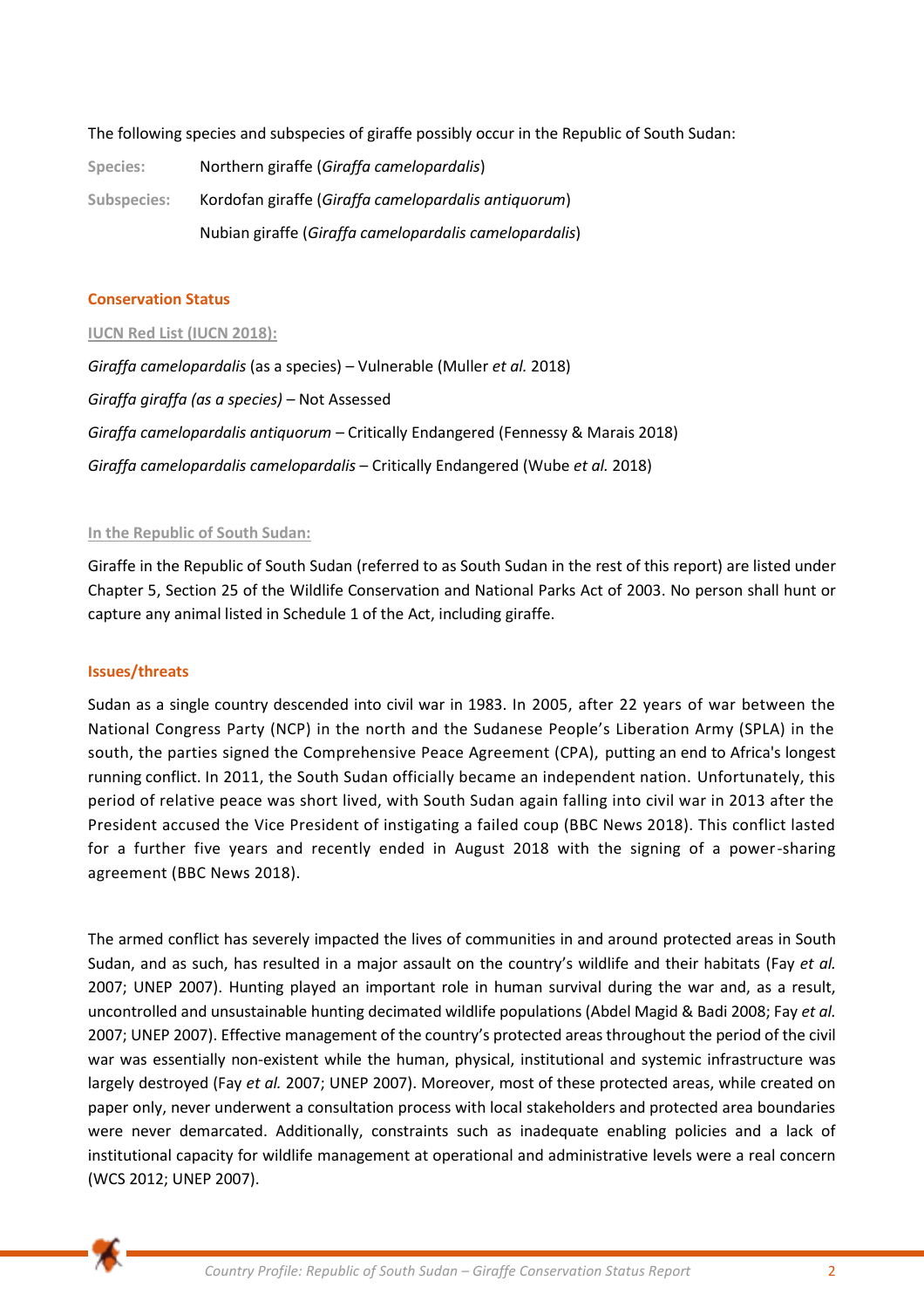The following species and subspecies of giraffe possibly occur in the Republic of South Sudan:

**Species:** Northern giraffe (*Giraffa camelopardalis*)

**Subspecies:** Kordofan giraffe (*Giraffa camelopardalis antiquorum*)

Nubian giraffe (*Giraffa camelopardalis camelopardalis*)

## Conservation Status

### IUCN Red List (IUCN 2018):

*Giraffa camelopardalis* (as a species) – Vulnerable (Muller *et al.* 2018)

*Giraffa giraffa (as a species)* – Not Assessed

*Giraffa camelopardalis antiquorum* – Critically Endangered (Fennessy & Marais 2018)

*Giraffa camelopardalis camelopardalis* – Critically Endangered (Wube *et al.* 2018)

### In the Republic of South Sudan:

Giraffe in the Republic of South Sudan (referred to as South Sudan in the rest of this report) are listed under Chapter 5, Section 25 of the Wildlife Conservation and National Parks Act of 2003. No person shall hunt or capture any animal listed in Schedule 1 of the Act, including giraffe.

## Issues/threats

Sudan as a single country descended into civil war in 1983. In 2005, after 22 years of war between the National Congress Party (NCP) in the north and the Sudanese People's Liberation Army (SPLA) in the south, the parties signed the Comprehensive Peace Agreement (CPA), putting an end to Africa's longest running conflict. In 2011, the South Sudan officially became an independent nation. Unfortunately, this period of relative peace was short lived, with South Sudan again falling into civil war in 2013 after the President accused the Vice President of instigating a failed coup (BBC News 2018). This conflict lasted for a further five years and recently ended in August 2018 with the signing of a power-sharing agreement (BBC News 2018).

The armed conflict has severely impacted the lives of communities in and around protected areas in South Sudan, and as such, has resulted in a major assault on the country's wildlife and their habitats (Fay *et al.* 2007; UNEP 2007). Hunting played an important role in human survival during the war and, as a result, uncontrolled and unsustainable hunting decimated wildlife populations (Abdel Magid & Badi 2008; Fay *et al.* 2007; UNEP 2007). Effective management of the country's protected areas throughout the period of the civil war was essentially non-existent while the human, physical, institutional and systemic infrastructure was largely destroyed (Fay *et al.* 2007; UNEP 2007). Moreover, most of these protected areas, while created on paper only, never underwent a consultation process with local stakeholders and protected area boundaries were never demarcated. Additionally, constraints such as inadequate enabling policies and a lack of institutional capacity for wildlife management at operational and administrative levels were a real concern (WCS 2012; UNEP 2007).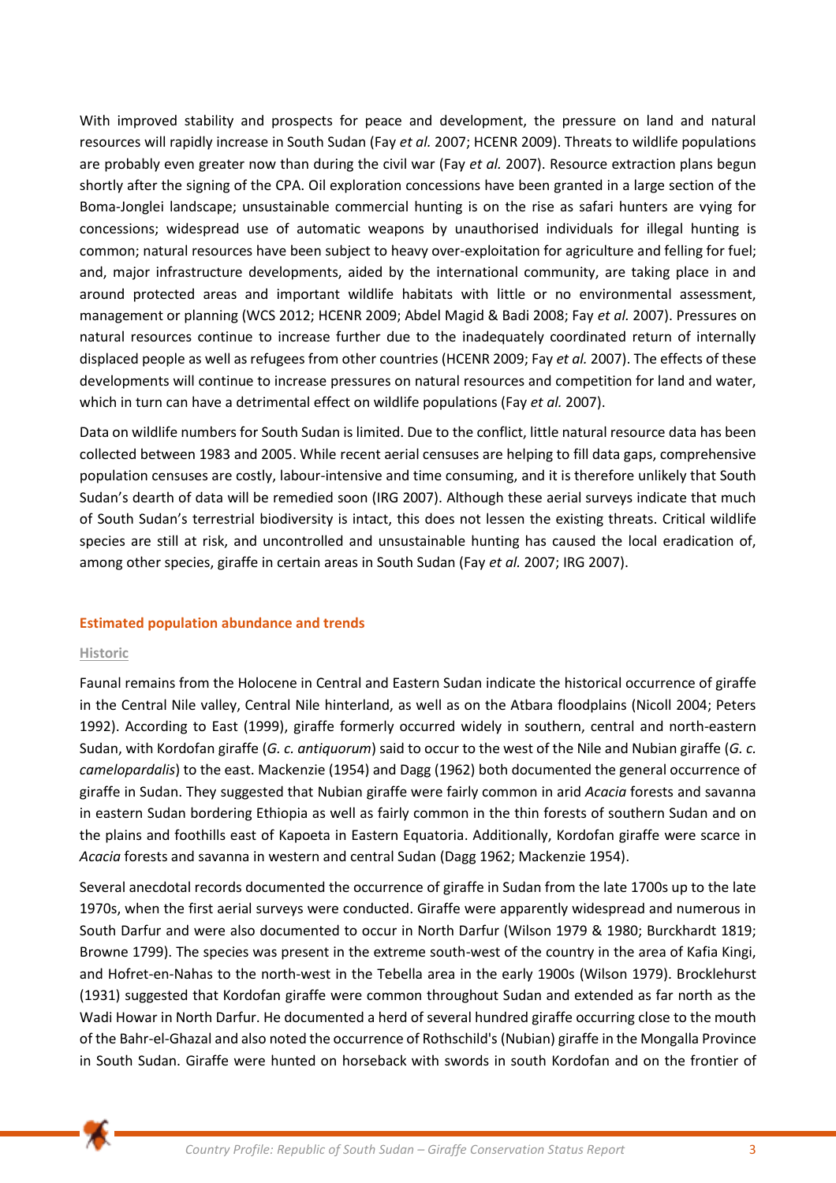With improved stability and prospects for peace and development, the pressure on land and natural resources will rapidly increase in South Sudan (Fay *et al.* 2007; HCENR 2009). Threats to wildlife populations are probably even greater now than during the civil war (Fay *et al.* 2007). Resource extraction plans begun shortly after the signing of the CPA. Oil exploration concessions have been granted in a large section of the Boma-Jonglei landscape; unsustainable commercial hunting is on the rise as safari hunters are vying for concessions; widespread use of automatic weapons by unauthorised individuals for illegal hunting is common; natural resources have been subject to heavy over-exploitation for agriculture and felling for fuel; and, major infrastructure developments, aided by the international community, are taking place in and around protected areas and important wildlife habitats with little or no environmental assessment, management or planning (WCS 2012; HCENR 2009; Abdel Magid & Badi 2008; Fay *et al.* 2007). Pressures on natural resources continue to increase further due to the inadequately coordinated return of internally displaced people as well as refugees from other countries (HCENR 2009; Fay *et al.* 2007). The effects of these developments will continue to increase pressures on natural resources and competition for land and water, which in turn can have a detrimental effect on wildlife populations (Fay *et al.* 2007).

Data on wildlife numbers for South Sudan is limited. Due to the conflict, little natural resource data has been collected between 1983 and 2005. While recent aerial censuses are helping to fill data gaps, comprehensive population censuses are costly, labour-intensive and time consuming, and it is therefore unlikely that South Sudan's dearth of data will be remedied soon (IRG 2007). Although these aerial surveys indicate that much of South Sudan's terrestrial biodiversity is intact, this does not lessen the existing threats. Critical wildlife species are still at risk, and uncontrolled and unsustainable hunting has caused the local eradication of, among other species, giraffe in certain areas in South Sudan (Fay *et al.* 2007; IRG 2007).

## Estimated population abundance and trends

### Historic

Faunal remains from the Holocene in Central and Eastern Sudan indicate the historical occurrence of giraffe in the Central Nile valley, Central Nile hinterland, as well as on the Atbara floodplains (Nicoll 2004; Peters 1992). According to East (1999), giraffe formerly occurred widely in southern, central and north-eastern Sudan, with Kordofan giraffe (*G. c. antiquorum*) said to occur to the west of the Nile and Nubian giraffe (*G. c. camelopardalis*) to the east. Mackenzie (1954) and Dagg (1962) both documented the general occurrence of giraffe in Sudan. They suggested that Nubian giraffe were fairly common in arid *Acacia* forests and savanna in eastern Sudan bordering Ethiopia as well as fairly common in the thin forests of southern Sudan and on the plains and foothills east of Kapoeta in Eastern Equatoria. Additionally, Kordofan giraffe were scarce in *Acacia* forests and savanna in western and central Sudan (Dagg 1962; Mackenzie 1954).

Several anecdotal records documented the occurrence of giraffe in Sudan from the late 1700s up to the late 1970s, when the first aerial surveys were conducted. Giraffe were apparently widespread and numerous in South Darfur and were also documented to occur in North Darfur (Wilson 1979 & 1980; Burckhardt 1819; Browne 1799). The species was present in the extreme south-west of the country in the area of Kafia Kingi, and Hofret-en-Nahas to the north-west in the Tebella area in the early 1900s (Wilson 1979). Brocklehurst (1931) suggested that Kordofan giraffe were common throughout Sudan and extended as far north as the Wadi Howar in North Darfur. He documented a herd of several hundred giraffe occurring close to the mouth of the Bahr-el-Ghazal and also noted the occurrence of Rothschild's (Nubian) giraffe in the Mongalla Province in South Sudan. Giraffe were hunted on horseback with swords in south Kordofan and on the frontier of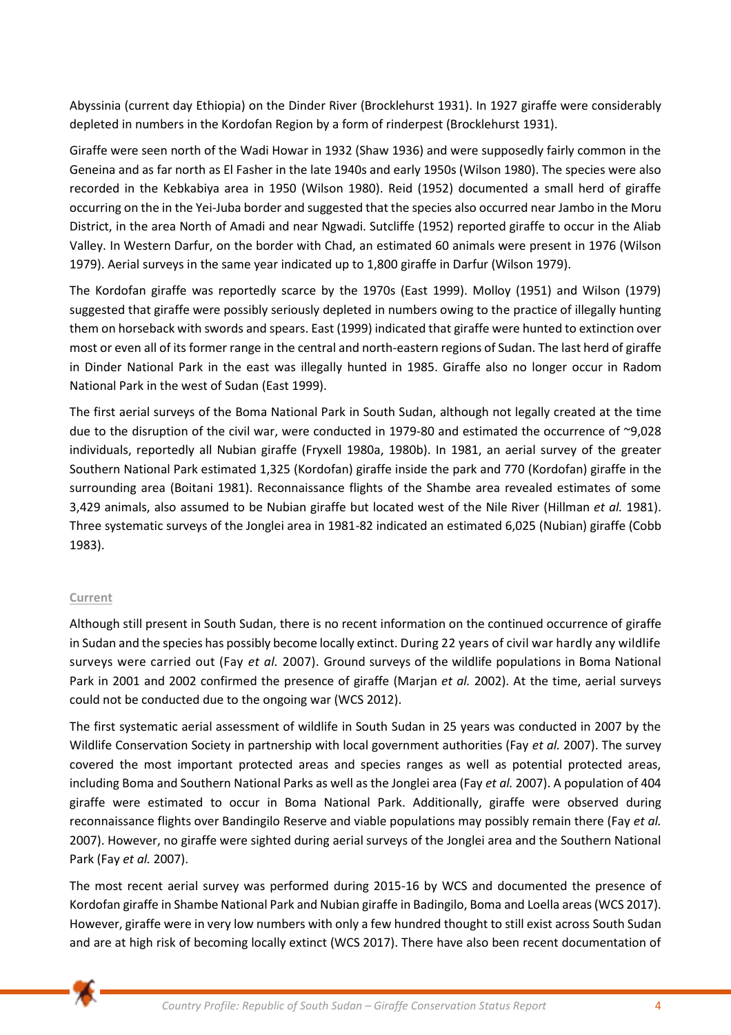Abyssinia (current day Ethiopia) on the Dinder River (Brocklehurst 1931). In 1927 giraffe were considerably depleted in numbers in the Kordofan Region by a form of rinderpest (Brocklehurst 1931).

Giraffe were seen north of the Wadi Howar in 1932 (Shaw 1936) and were supposedly fairly common in the Geneina and as far north as El Fasher in the late 1940s and early 1950s (Wilson 1980). The species were also recorded in the Kebkabiya area in 1950 (Wilson 1980). Reid (1952) documented a small herd of giraffe occurring on the in the Yei-Juba border and suggested that the species also occurred near Jambo in the Moru District, in the area North of Amadi and near Ngwadi. Sutcliffe (1952) reported giraffe to occur in the Aliab Valley. In Western Darfur, on the border with Chad, an estimated 60 animals were present in 1976 (Wilson 1979). Aerial surveys in the same year indicated up to 1,800 giraffe in Darfur (Wilson 1979).

The Kordofan giraffe was reportedly scarce by the 1970s (East 1999). Molloy (1951) and Wilson (1979) suggested that giraffe were possibly seriously depleted in numbers owing to the practice of illegally hunting them on horseback with swords and spears. East (1999) indicated that giraffe were hunted to extinction over most or even all of its former range in the central and north-eastern regions of Sudan. The last herd of giraffe in Dinder National Park in the east was illegally hunted in 1985. Giraffe also no longer occur in Radom National Park in the west of Sudan (East 1999).

The first aerial surveys of the Boma National Park in South Sudan, although not legally created at the time due to the disruption of the civil war, were conducted in 1979-80 and estimated the occurrence of ~9,028 individuals, reportedly all Nubian giraffe (Fryxell 1980a, 1980b). In 1981, an aerial survey of the greater Southern National Park estimated 1,325 (Kordofan) giraffe inside the park and 770 (Kordofan) giraffe in the surrounding area (Boitani 1981). Reconnaissance flights of the Shambe area revealed estimates of some 3,429 animals, also assumed to be Nubian giraffe but located west of the Nile River (Hillman *et al.* 1981). Three systematic surveys of the Jonglei area in 1981-82 indicated an estimated 6,025 (Nubian) giraffe (Cobb 1983).

#### Current

Although still present in South Sudan, there is no recent information on the continued occurrence of giraffe in Sudan and the species has possibly become locally extinct. During 22 years of civil war hardly any wildlife surveys were carried out (Fay *et al.* 2007). Ground surveys of the wildlife populations in Boma National Park in 2001 and 2002 confirmed the presence of giraffe (Marjan *et al.* 2002). At the time, aerial surveys could not be conducted due to the ongoing war (WCS 2012).

The first systematic aerial assessment of wildlife in South Sudan in 25 years was conducted in 2007 by the Wildlife Conservation Society in partnership with local government authorities (Fay *et al.* 2007). The survey covered the most important protected areas and species ranges as well as potential protected areas, including Boma and Southern National Parks as well as the Jonglei area (Fay *et al.* 2007). A population of 404 giraffe were estimated to occur in Boma National Park. Additionally, giraffe were observed during reconnaissance flights over Bandingilo Reserve and viable populations may possibly remain there (Fay *et al.* 2007). However, no giraffe were sighted during aerial surveys of the Jonglei area and the Southern National Park (Fay *et al.* 2007).

The most recent aerial survey was performed during 2015-16 by WCS and documented the presence of Kordofan giraffe in Shambe National Park and Nubian giraffe in Badingilo, Boma and Loella areas (WCS 2017). However, giraffe were in very low numbers with only a few hundred thought to still exist across South Sudan and are at high risk of becoming locally extinct (WCS 2017). There have also been recent documentation of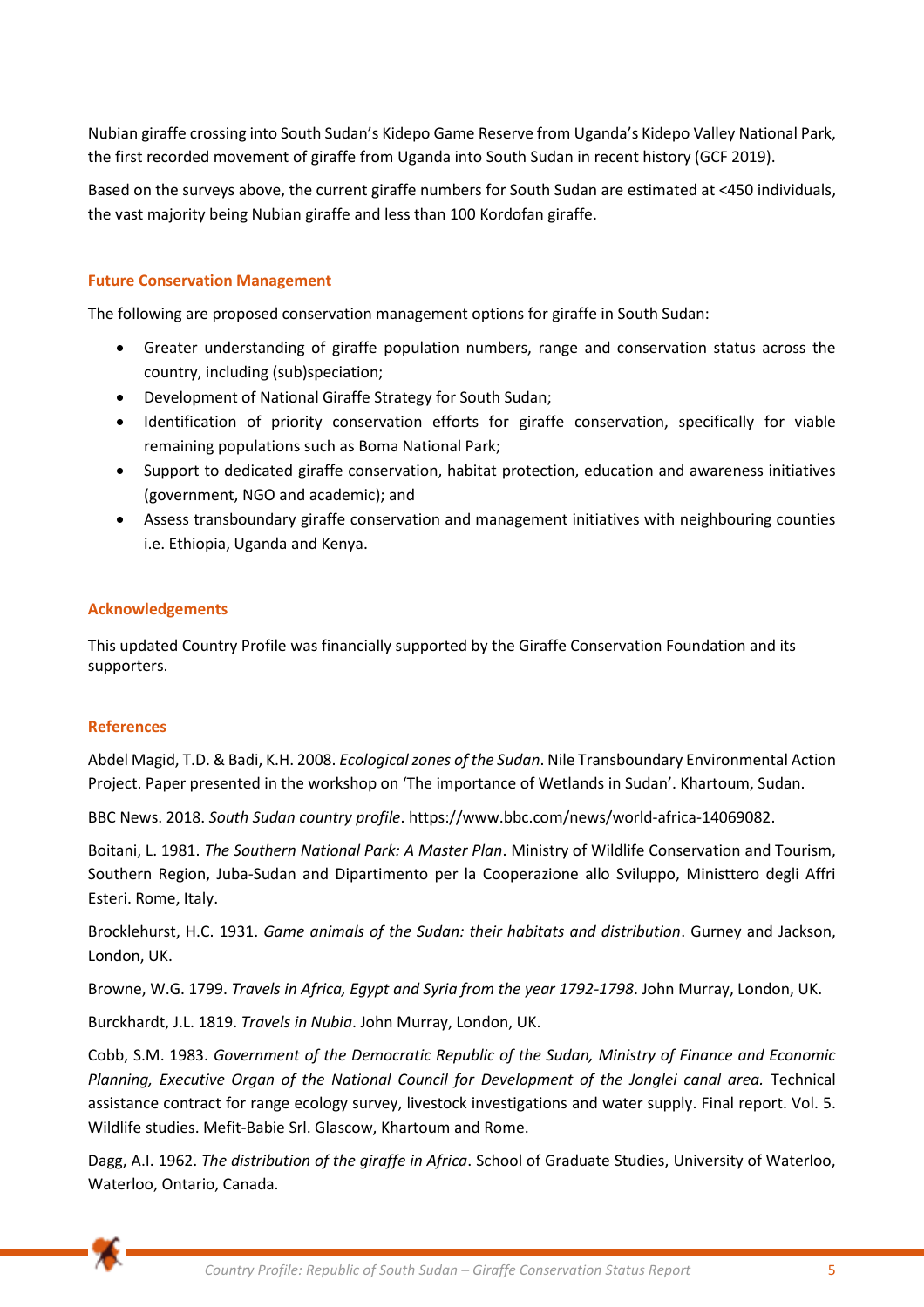Nubian giraffe crossing into South Sudan's Kidepo Game Reserve from Uganda's Kidepo Valley National Park, the first recorded movement of giraffe from Uganda into South Sudan in recent history (GCF 2019).

Based on the surveys above, the current giraffe numbers for South Sudan are estimated at <450 individuals, the vast majority being Nubian giraffe and less than 100 Kordofan giraffe.

### Future Conservation Management

The following are proposed conservation management options for giraffe in South Sudan:

- Greater understanding of giraffe population numbers, range and conservation status across the country, including (sub)speciation;
- Development of National Giraffe Strategy for South Sudan;
- Identification of priority conservation efforts for giraffe conservation, specifically for viable remaining populations such as Boma National Park;
- Support to dedicated giraffe conservation, habitat protection, education and awareness initiatives (government, NGO and academic); and
- Assess transboundary giraffe conservation and management initiatives with neighbouring counties i.e. Ethiopia, Uganda and Kenya.

### Acknowledgements

This updated Country Profile was financially supported by the Giraffe Conservation Foundation and its supporters.

### References

Abdel Magid, T.D. & Badi, K.H. 2008. *Ecological zones of the Sudan*. Nile Transboundary Environmental Action Project. Paper presented in the workshop on 'The importance of Wetlands in Sudan'. Khartoum, Sudan.

BBC News. 2018. *South Sudan country profile*. https://www.bbc.com/news/world-africa-14069082.

Boitani, L. 1981. *The Southern National Park: A Master Plan*. Ministry of Wildlife Conservation and Tourism, Southern Region, Juba-Sudan and Dipartimento per la Cooperazione allo Sviluppo, Ministtero degli Affri Esteri. Rome, Italy.

Brocklehurst, H.C. 1931. *Game animals of the Sudan: their habitats and distribution*. Gurney and Jackson, London, UK.

Browne, W.G. 1799. *Travels in Africa, Egypt and Syria from the year 1792-1798*. John Murray, London, UK.

Burckhardt, J.L. 1819. *Travels in Nubia*. John Murray, London, UK.

Cobb, S.M. 1983. *Government of the Democratic Republic of the Sudan, Ministry of Finance and Economic Planning, Executive Organ of the National Council for Development of the Jonglei canal area.* Technical assistance contract for range ecology survey, livestock investigations and water supply. Final report. Vol. 5. Wildlife studies. Mefit-Babie Srl. Glascow, Khartoum and Rome.

Dagg, A.I. 1962. *The distribution of the giraffe in Africa*. School of Graduate Studies, University of Waterloo, Waterloo, Ontario, Canada.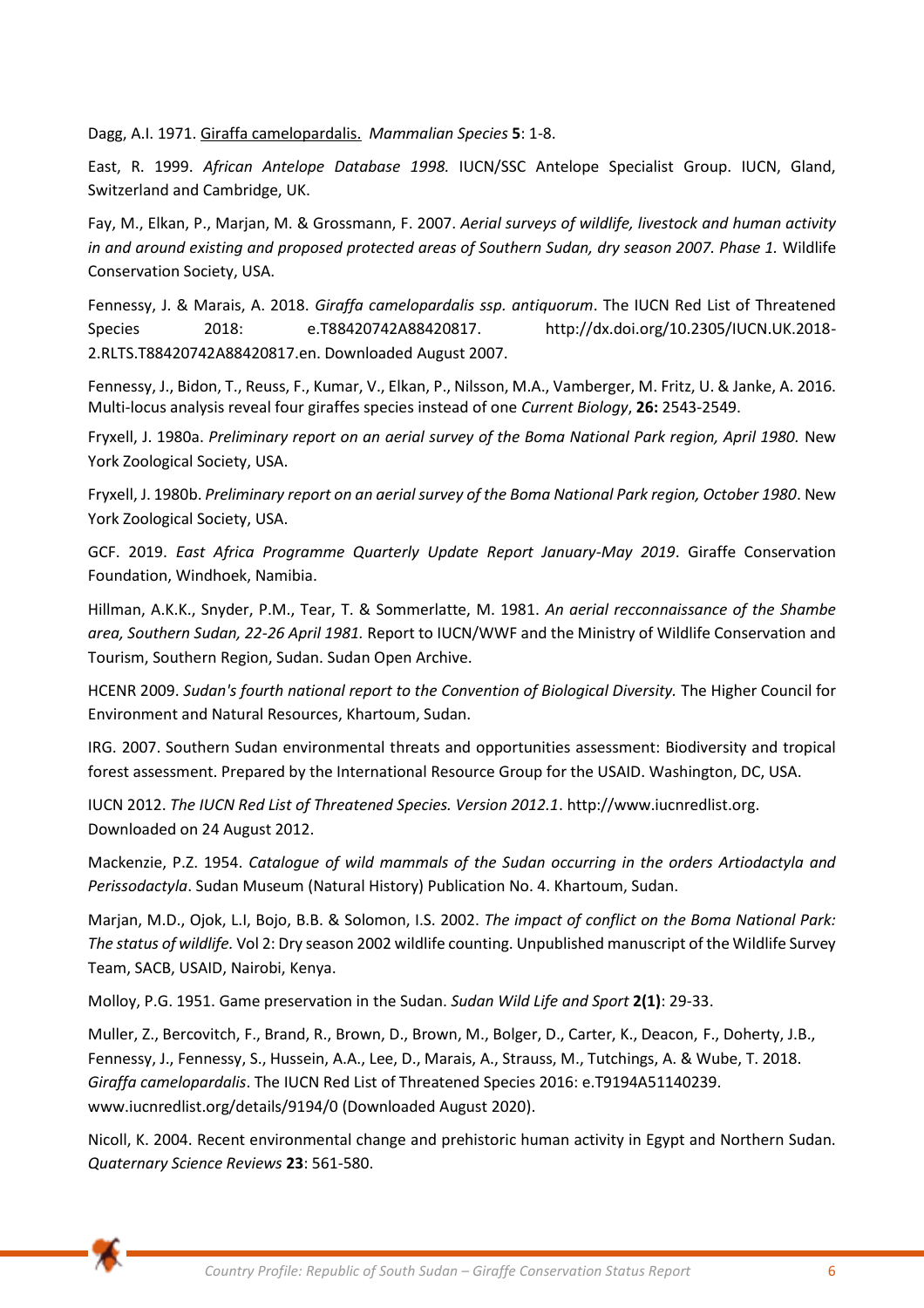Dagg, A.I. 1971. Giraffa camelopardalis. *Mammalian Species* **5**: 1-8.

East, R. 1999. *African Antelope Database 1998.* IUCN/SSC Antelope Specialist Group. IUCN, Gland, Switzerland and Cambridge, UK.

Fay, M., Elkan, P., Marjan, M. & Grossmann, F. 2007. *Aerial surveys of wildlife, livestock and human activity in and around existing and proposed protected areas of Southern Sudan, dry season 2007. Phase 1.* Wildlife Conservation Society, USA.

Fennessy, J. & Marais, A. 2018. *Giraffa camelopardalis ssp. antiquorum*. The IUCN Red List of Threatened Species 2018: e.T88420742A88420817. http://dx.doi.org/10.2305/IUCN.UK.2018-2.RLTS.T88420742A88420817.en. Downloaded August 2007.

Fennessy, J., Bidon, T., Reuss, F., Kumar, V., Elkan, P., Nilsson, M.A., Vamberger, M. Fritz, U. & Janke, A. 2016. Multi-locus analysis reveal four giraffes species instead of one *Current Biology*, **26:** 2543-2549.

Fryxell, J. 1980a. *Preliminary report on an aerial survey of the Boma National Park region, April 1980.* New York Zoological Society, USA.

Fryxell, J. 1980b. *Preliminary report on an aerial survey of the Boma National Park region, October 1980*. New York Zoological Society, USA.

GCF. 2019. *East Africa Programme Quarterly Update Report January-May 2019*. Giraffe Conservation Foundation, Windhoek, Namibia.

Hillman, A.K.K., Snyder, P.M., Tear, T. & Sommerlatte, M. 1981. *An aerial recconnaissance of the Shambe area, Southern Sudan, 22-26 April 1981.* Report to IUCN/WWF and the Ministry of Wildlife Conservation and Tourism, Southern Region, Sudan. Sudan Open Archive.

HCENR 2009. *Sudan's fourth national report to the Convention of Biological Diversity.* The Higher Council for Environment and Natural Resources, Khartoum, Sudan.

IRG. 2007. Southern Sudan environmental threats and opportunities assessment: Biodiversity and tropical forest assessment. Prepared by the International Resource Group for the USAID. Washington, DC, USA.

IUCN 2012. *The IUCN Red List of Threatened Species. Version 2012.1*. http://www.iucnredlist.org. Downloaded on 24 August 2012.

Mackenzie, P.Z. 1954. *Catalogue of wild mammals of the Sudan occurring in the orders Artiodactyla and Perissodactyla*. Sudan Museum (Natural History) Publication No. 4. Khartoum, Sudan.

Marjan, M.D., Ojok, L.I, Bojo, B.B. & Solomon, I.S. 2002. *The impact of conflict on the Boma National Park: The status of wildlife.* Vol 2: Dry season 2002 wildlife counting. Unpublished manuscript of the Wildlife Survey Team, SACB, USAID, Nairobi, Kenya.

Molloy, P.G. 1951. Game preservation in the Sudan. *Sudan Wild Life and Sport* **2(1)**: 29-33.

Muller, Z., Bercovitch, F., Brand, R., Brown, D., Brown, M., Bolger, D., Carter, K., Deacon, F., Doherty, J.B., Fennessy, J., Fennessy, S., Hussein, A.A., Lee, D., Marais, A., Strauss, M., Tutchings, A. & Wube, T. 2018. *Giraffa camelopardalis*. The IUCN Red List of Threatened Species 2016: e.T9194A51140239. www.iucnredlist.org/details/9194/0 (Downloaded August 2020).

Nicoll, K. 2004. Recent environmental change and prehistoric human activity in Egypt and Northern Sudan. *Quaternary Science Reviews* **23**: 561-580.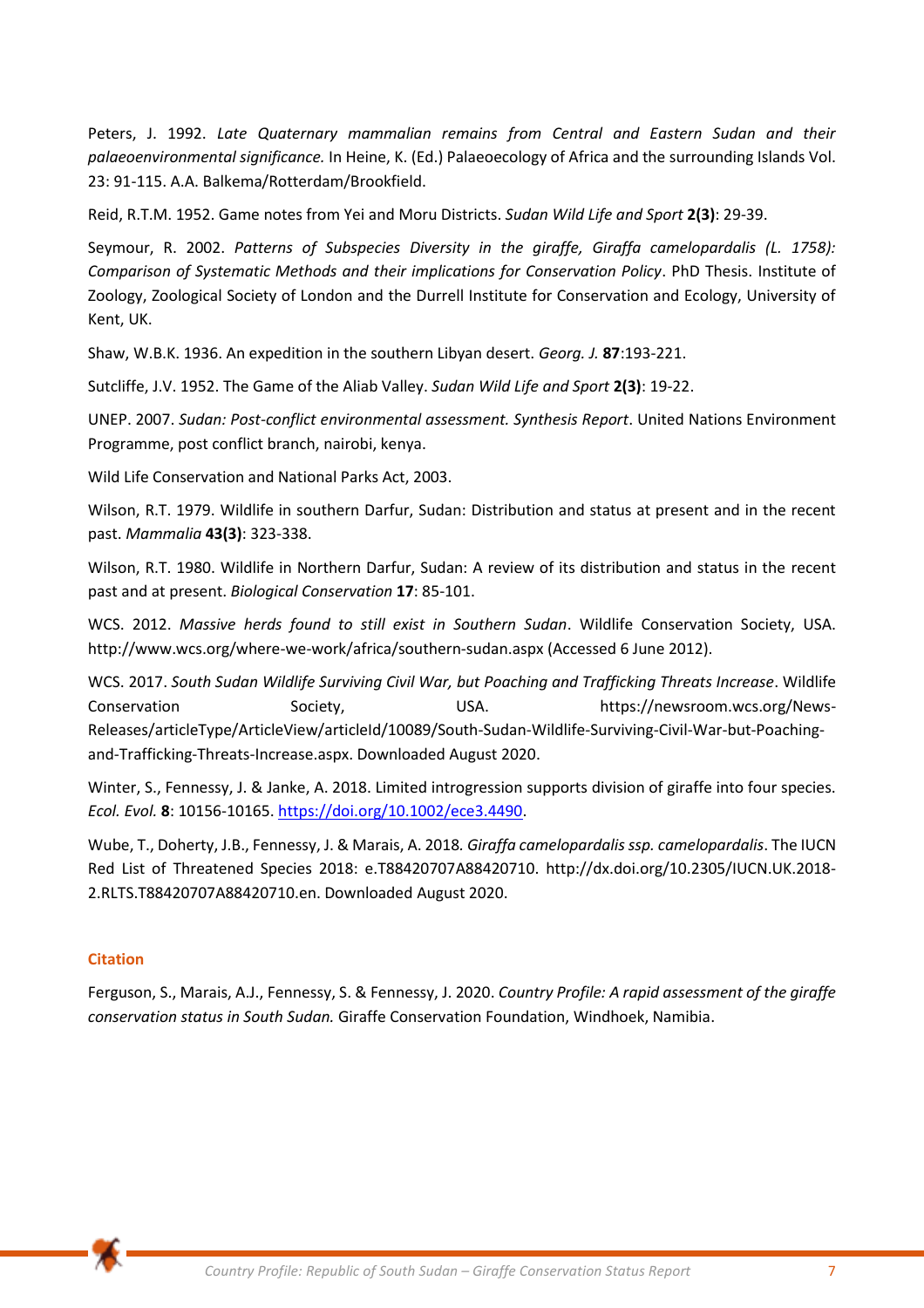Peters, J. 1992. *Late Quaternary mammalian remains from Central and Eastern Sudan and their palaeoenvironmental significance.* In Heine, K. (Ed.) Palaeoecology of Africa and the surrounding Islands Vol. 23: 91-115. A.A. Balkema/Rotterdam/Brookfield.

Reid, R.T.M. 1952. Game notes from Yei and Moru Districts. *Sudan Wild Life and Sport* **2(3)**: 29-39.

Seymour, R. 2002. *Patterns of Subspecies Diversity in the giraffe, Giraffa camelopardalis (L. 1758): Comparison of Systematic Methods and their implications for Conservation Policy*. PhD Thesis. Institute of Zoology, Zoological Society of London and the Durrell Institute for Conservation and Ecology, University of Kent, UK.

Shaw, W.B.K. 1936. An expedition in the southern Libyan desert. *Georg. J.* **87**:193-221.

Sutcliffe, J.V. 1952. The Game of the Aliab Valley. *Sudan Wild Life and Sport* **2(3)**: 19-22.

UNEP. 2007. *Sudan: Post-conflict environmental assessment. Synthesis Report*. United Nations Environment Programme, post conflict branch, nairobi, kenya.

Wild Life Conservation and National Parks Act, 2003.

Wilson, R.T. 1979. Wildlife in southern Darfur, Sudan: Distribution and status at present and in the recent past. *Mammalia* **43(3)**: 323-338.

Wilson, R.T. 1980. Wildlife in Northern Darfur, Sudan: A review of its distribution and status in the recent past and at present. *Biological Conservation* **17**: 85-101.

WCS. 2012. *Massive herds found to still exist in Southern Sudan*. Wildlife Conservation Society, USA. http://www.wcs.org/where-we-work/africa/southern-sudan.aspx (Accessed 6 June 2012).

WCS. 2017. *South Sudan Wildlife Surviving Civil War, but Poaching and Trafficking Threats Increase*. Wildlife Conservation Society, USA. https://newsroom.wcs.org/News-Releases/articleType/ArticleView/articleId/10089/South-Sudan-Wildlife-Surviving-Civil-War-but-Poaching-and-Trafficking-Threats-Increase.aspx. Downloaded August 2020.

Winter, S., Fennessy, J. & Janke, A. 2018. Limited introgression supports division of giraffe into four species. *Ecol. Evol.* **8**: 10156-10165. https://doi.org/10.1002/ece3.4490.

Wube, T., Doherty, J.B., Fennessy, J. & Marais, A. 2018. *Giraffa camelopardalis ssp. camelopardalis*. The IUCN Red List of Threatened Species 2018: e.T88420707A88420710. http://dx.doi.org/10.2305/IUCN.UK.2018-2.RLTS.T88420707A88420710.en. Downloaded August 2020.

## Citation

Ferguson, S., Marais, A.J., Fennessy, S. & Fennessy, J. 2020. *Country Profile: A rapid assessment of the giraffe conservation status in South Sudan.* Giraffe Conservation Foundation, Windhoek, Namibia.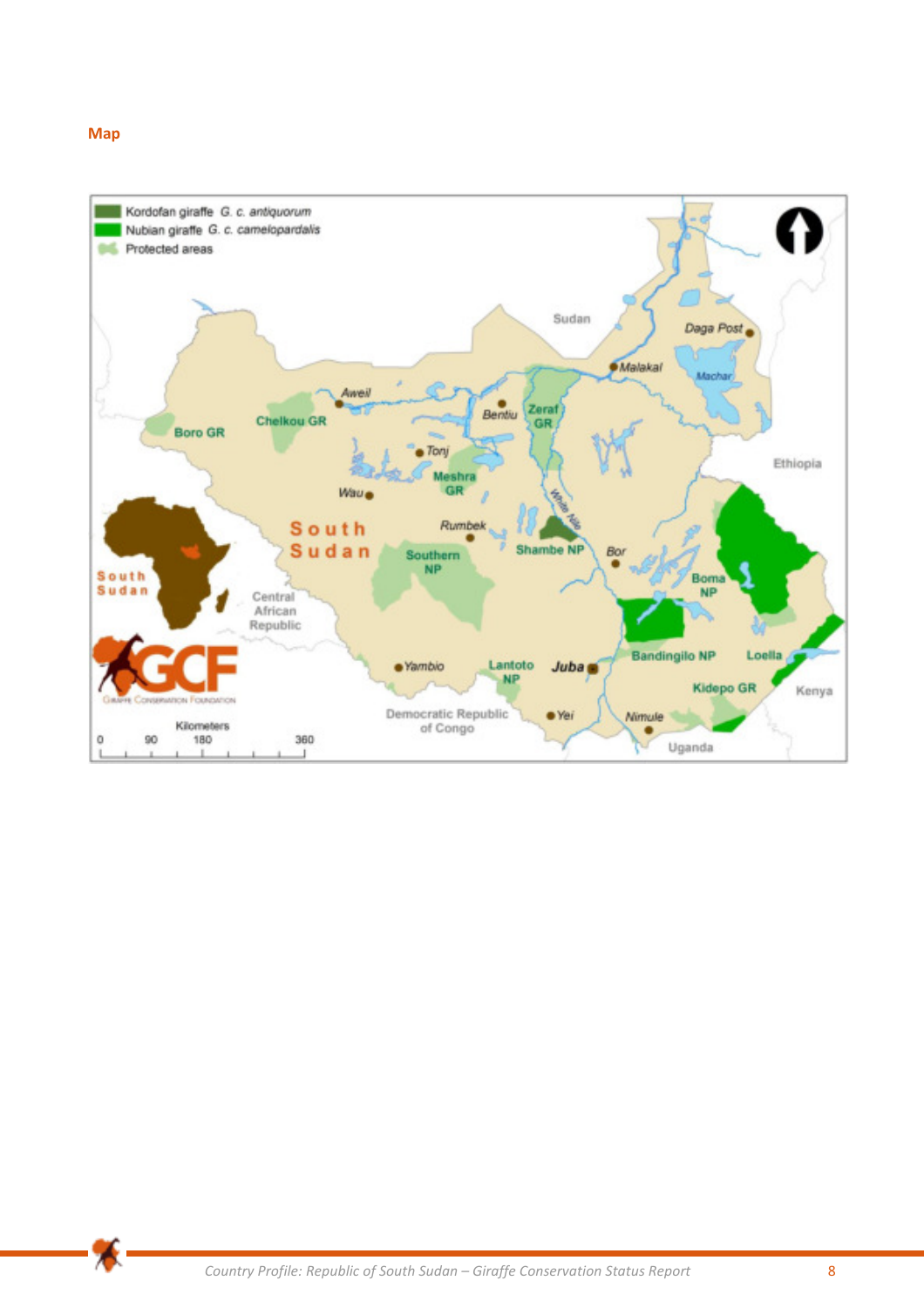## Map

Kordofan giraffe *G. c. antiquorum*
Nubian giraffe *G. c. camelopardalis*
Protected areas

Sudan
Daga Post
Malakal
Machar
Aweil
Bentiu
Zeraf GR
Boro GR
Chelkou GR
Tonj
Ethiopia
Meshra GR
Wau
White Nile
South Sudan
Rumbek
Shambe NP
Bor
Southern NP
Boma NP
Central African Republic
Bandingilo NP
Loelia
Yambio
Lantoto NP
Juba
Kidepo GR
Kenya
Democratic Republic of Congo
Yei
Nimule
Uganda
South Sudan
GCF
Giraffe Conservation Foundation
Kilometers
0 90 180 360